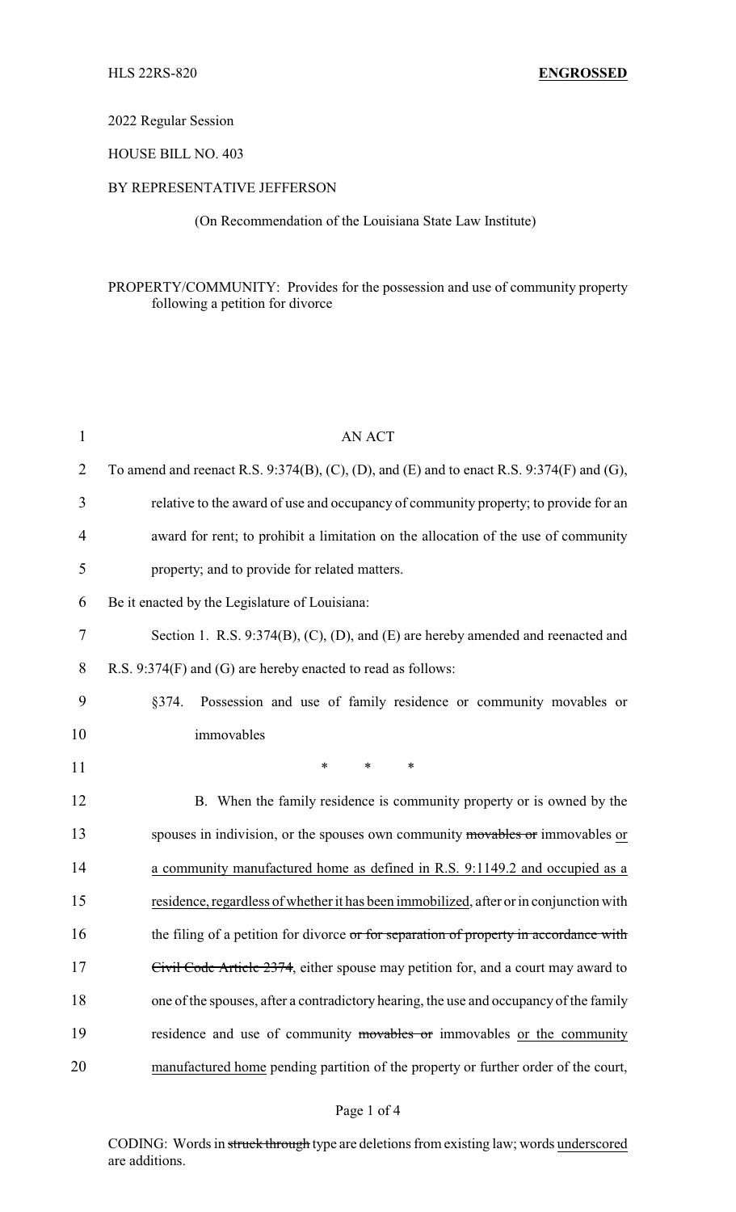HLS 22RS-820 **ENGROSSED**

2022 Regular Session

HOUSE BILL NO. 403

BY REPRESENTATIVE JEFFERSON

(On Recommendation of the Louisiana State Law Institute)

PROPERTY/COMMUNITY: Provides for the possession and use of community property following a petition for divorce

AN ACT

To amend and reenact R.S. 9:374(B), (C), (D), and (E) and to enact R.S. 9:374(F) and (G), relative to the award of use and occupancy of community property; to provide for an award for rent; to prohibit a limitation on the allocation of the use of community property; and to provide for related matters.

Be it enacted by the Legislature of Louisiana:

Section 1. R.S. 9:374(B), (C), (D), and (E) are hereby amended and reenacted and R.S. 9:374(F) and (G) are hereby enacted to read as follows:

§374. Possession and use of family residence or community movables or immovables

\* \* \*

B. When the family residence is community property or is owned by the spouses in indivision, or the spouses own community ~~movables or~~ immovables <u>or a community manufactured home as defined in R.S. 9:1149.2 and occupied as a residence, regardless of whether it has been immobilized</u>, after or in conjunction with the filing of a petition for divorce ~~or for separation of property in accordance with Civil Code Article 2374~~, either spouse may petition for, and a court may award to one of the spouses, after a contradictory hearing, the use and occupancy of the family residence and use of community ~~movables or~~ immovables <u>or the community manufactured home</u> pending partition of the property or further order of the court,

CODING: Words in ~~struck through~~ type are deletions from existing law; words <u>underscored</u> are additions.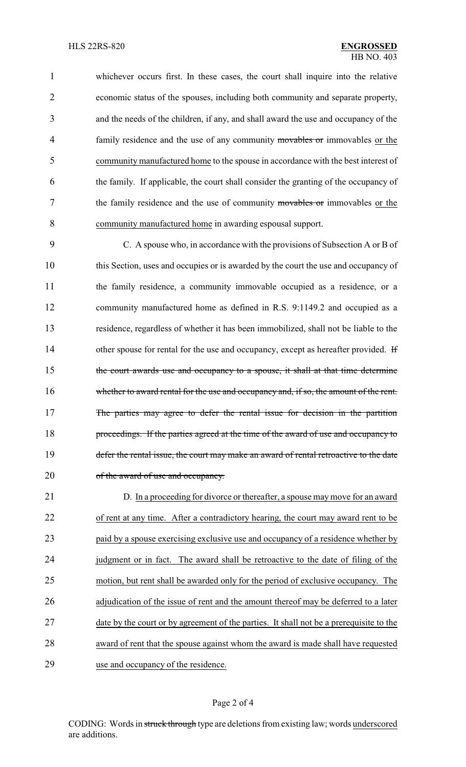whichever occurs first. In these cases, the court shall inquire into the relative economic status of the spouses, including both community and separate property, and the needs of the children, if any, and shall award the use and occupancy of the family residence and the use of any community ~~movables or~~ immovables <u>or the community manufactured home</u> to the spouse in accordance with the best interest of the family. If applicable, the court shall consider the granting of the occupancy of the family residence and the use of community ~~movables or~~ immovables <u>or the community manufactured home</u> in awarding espousal support.

C. A spouse who, in accordance with the provisions of Subsection A or B of this Section, uses and occupies or is awarded by the court the use and occupancy of the family residence, a community immovable occupied as a residence, or a community manufactured home as defined in R.S. 9:1149.2 and occupied as a residence, regardless of whether it has been immobilized, shall not be liable to the other spouse for rental for the use and occupancy, except as hereafter provided. ~~If the court awards use and occupancy to a spouse, it shall at that time determine whether to award rental for the use and occupancy and, if so, the amount of the rent. The parties may agree to defer the rental issue for decision in the partition proceedings. If the parties agreed at the time of the award of use and occupancy to defer the rental issue, the court may make an award of rental retroactive to the date of the award of use and occupancy.~~

<u>D. In a proceeding for divorce or thereafter, a spouse may move for an award of rent at any time. After a contradictory hearing, the court may award rent to be paid by a spouse exercising exclusive use and occupancy of a residence whether by judgment or in fact. The award shall be retroactive to the date of filing of the motion, but rent shall be awarded only for the period of exclusive occupancy. The adjudication of the issue of rent and the amount thereof may be deferred to a later date by the court or by agreement of the parties. It shall not be a prerequisite to the award of rent that the spouse against whom the award is made shall have requested use and occupancy of the residence.</u>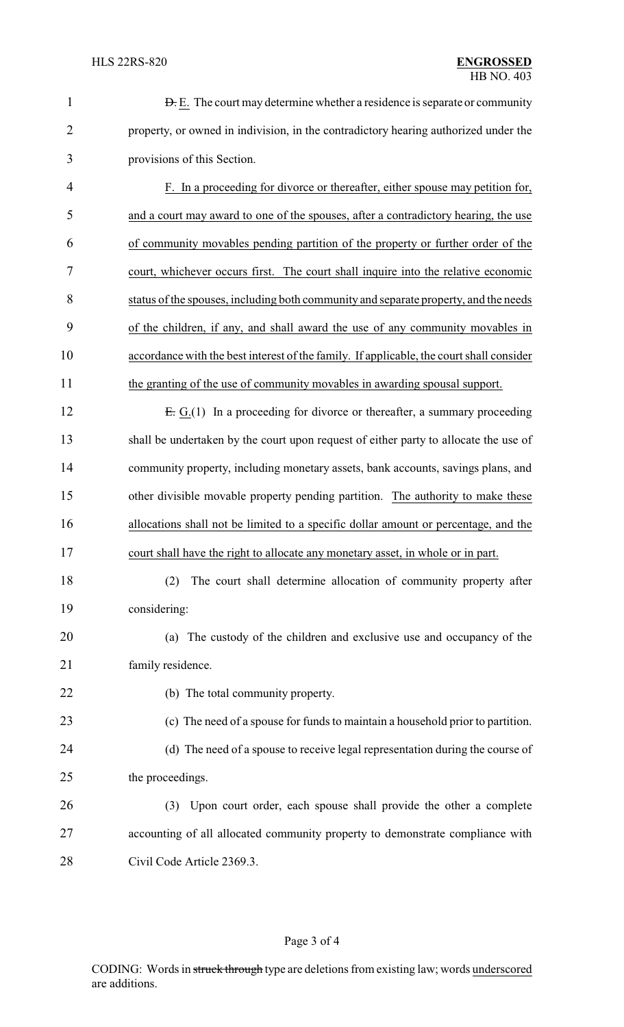~~D.~~ E. The court may determine whether a residence is separate or community property, or owned in indivision, in the contradictory hearing authorized under the provisions of this Section.

<u>F. In a proceeding for divorce or thereafter, either spouse may petition for, and a court may award to one of the spouses, after a contradictory hearing, the use of community movables pending partition of the property or further order of the court, whichever occurs first. The court shall inquire into the relative economic status of the spouses, including both community and separate property, and the needs of the children, if any, and shall award the use of any community movables in accordance with the best interest of the family. If applicable, the court shall consider the granting of the use of community movables in awarding spousal support.</u>

~~E.~~ <u>G.</u>(1) In a proceeding for divorce or thereafter, a summary proceeding shall be undertaken by the court upon request of either party to allocate the use of community property, including monetary assets, bank accounts, savings plans, and other divisible movable property pending partition. <u>The authority to make these allocations shall not be limited to a specific dollar amount or percentage, and the court shall have the right to allocate any monetary asset, in whole or in part.</u>

(2) The court shall determine allocation of community property after considering:

(a) The custody of the children and exclusive use and occupancy of the family residence.

(b) The total community property.

(c) The need of a spouse for funds to maintain a household prior to partition.

(d) The need of a spouse to receive legal representation during the course of the proceedings.

(3) Upon court order, each spouse shall provide the other a complete accounting of all allocated community property to demonstrate compliance with Civil Code Article 2369.3.

CODING: Words in ~~struck through~~ type are deletions from existing law; words <u>underscored</u> are additions.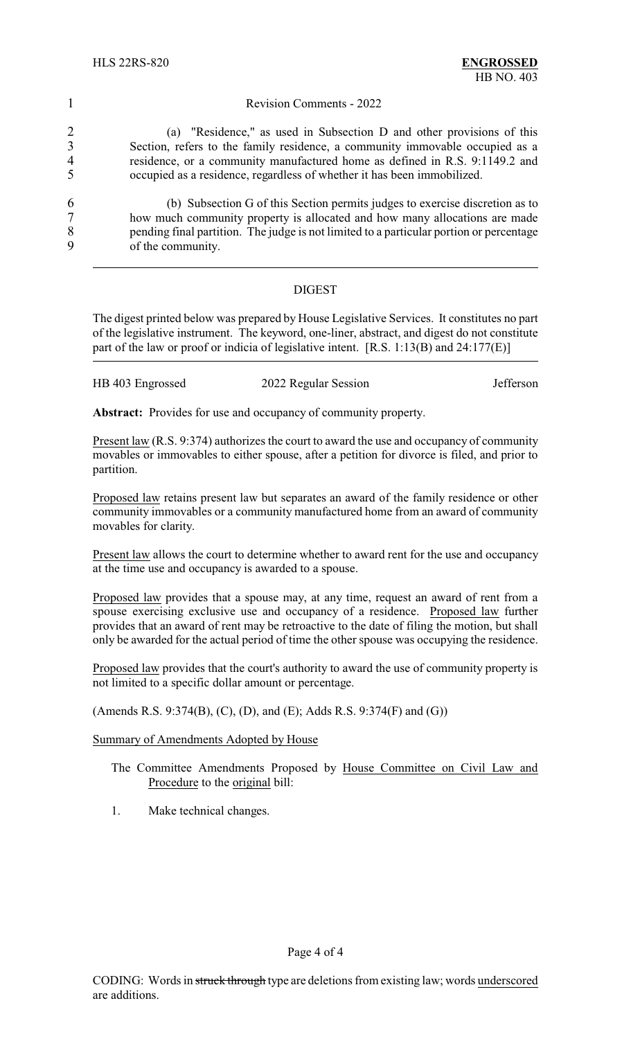Revision Comments - 2022

(a) "Residence," as used in Subsection D and other provisions of this Section, refers to the family residence, a community immovable occupied as a residence, or a community manufactured home as defined in R.S. 9:1149.2 and occupied as a residence, regardless of whether it has been immobilized.

(b) Subsection G of this Section permits judges to exercise discretion as to how much community property is allocated and how many allocations are made pending final partition. The judge is not limited to a particular portion or percentage of the community.

## DIGEST

The digest printed below was prepared by House Legislative Services. It constitutes no part of the legislative instrument. The keyword, one-liner, abstract, and digest do not constitute part of the law or proof or indicia of legislative intent. [R.S. 1:13(B) and 24:177(E)]

HB 403 Engrossed  2022 Regular Session  Jefferson

**Abstract:** Provides for use and occupancy of community property.

Present law (R.S. 9:374) authorizes the court to award the use and occupancy of community movables or immovables to either spouse, after a petition for divorce is filed, and prior to partition.

Proposed law retains present law but separates an award of the family residence or other community immovables or a community manufactured home from an award of community movables for clarity.

Present law allows the court to determine whether to award rent for the use and occupancy at the time use and occupancy is awarded to a spouse.

Proposed law provides that a spouse may, at any time, request an award of rent from a spouse exercising exclusive use and occupancy of a residence. Proposed law further provides that an award of rent may be retroactive to the date of filing the motion, but shall only be awarded for the actual period of time the other spouse was occupying the residence.

Proposed law provides that the court's authority to award the use of community property is not limited to a specific dollar amount or percentage.

(Amends R.S. 9:374(B), (C), (D), and (E); Adds R.S. 9:374(F) and (G))

Summary of Amendments Adopted by House

The Committee Amendments Proposed by House Committee on Civil Law and Procedure to the original bill:

1. Make technical changes.